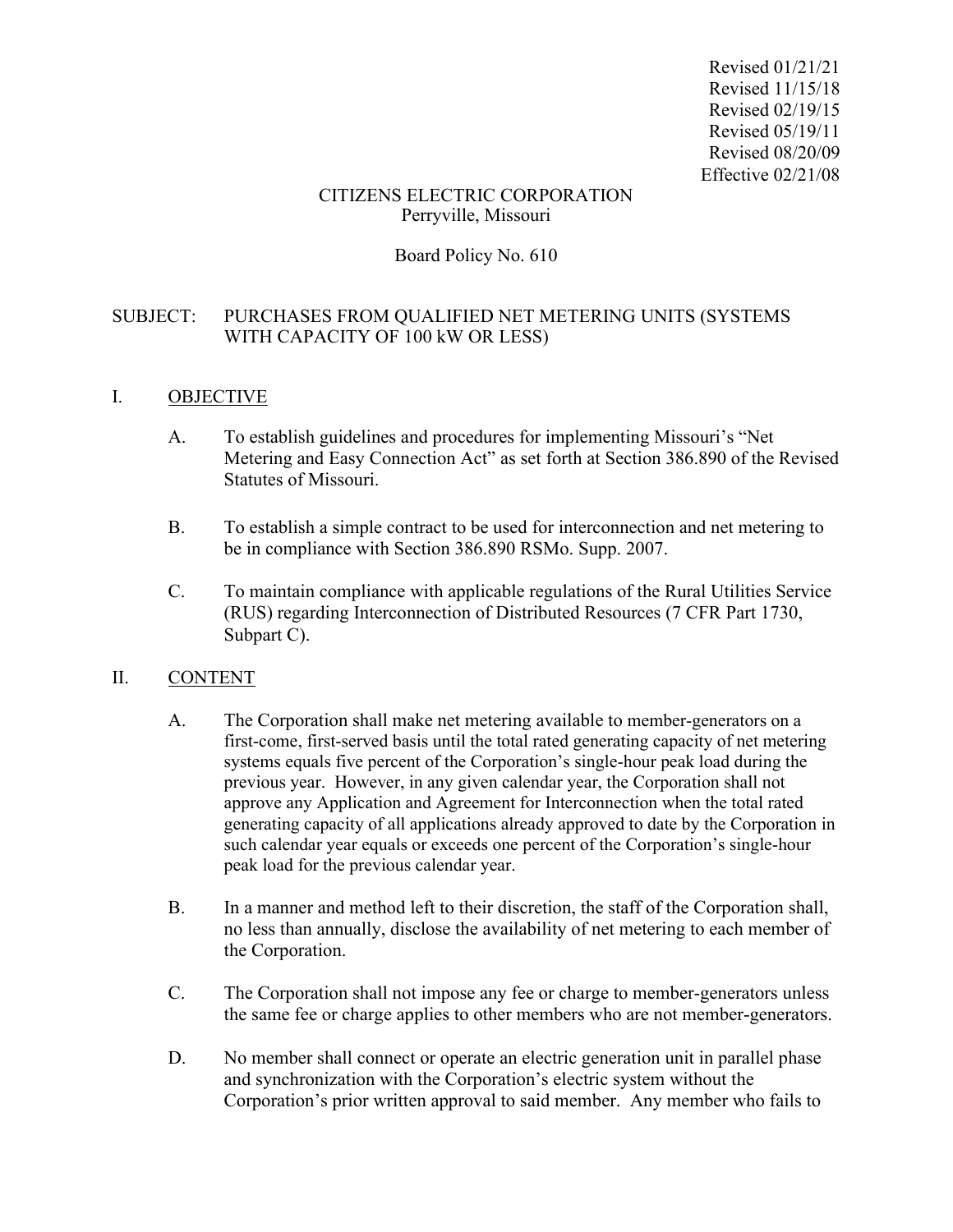Revised 01/21/21
Revised 11/15/18
Revised 02/19/15
Revised 05/19/11
Revised 08/20/09
Effective 02/21/08

CITIZENS ELECTRIC CORPORATION
Perryville, Missouri

Board Policy No. 610

SUBJECT: PURCHASES FROM QUALIFIED NET METERING UNITS (SYSTEMS WITH CAPACITY OF 100 kW OR LESS)

## I. OBJECTIVE

A. To establish guidelines and procedures for implementing Missouri's "Net Metering and Easy Connection Act" as set forth at Section 386.890 of the Revised Statutes of Missouri.

B. To establish a simple contract to be used for interconnection and net metering to be in compliance with Section 386.890 RSMo. Supp. 2007.

C. To maintain compliance with applicable regulations of the Rural Utilities Service (RUS) regarding Interconnection of Distributed Resources (7 CFR Part 1730, Subpart C).

## II. CONTENT

A. The Corporation shall make net metering available to member-generators on a first-come, first-served basis until the total rated generating capacity of net metering systems equals five percent of the Corporation's single-hour peak load during the previous year. However, in any given calendar year, the Corporation shall not approve any Application and Agreement for Interconnection when the total rated generating capacity of all applications already approved to date by the Corporation in such calendar year equals or exceeds one percent of the Corporation's single-hour peak load for the previous calendar year.

B. In a manner and method left to their discretion, the staff of the Corporation shall, no less than annually, disclose the availability of net metering to each member of the Corporation.

C. The Corporation shall not impose any fee or charge to member-generators unless the same fee or charge applies to other members who are not member-generators.

D. No member shall connect or operate an electric generation unit in parallel phase and synchronization with the Corporation's electric system without the Corporation's prior written approval to said member. Any member who fails to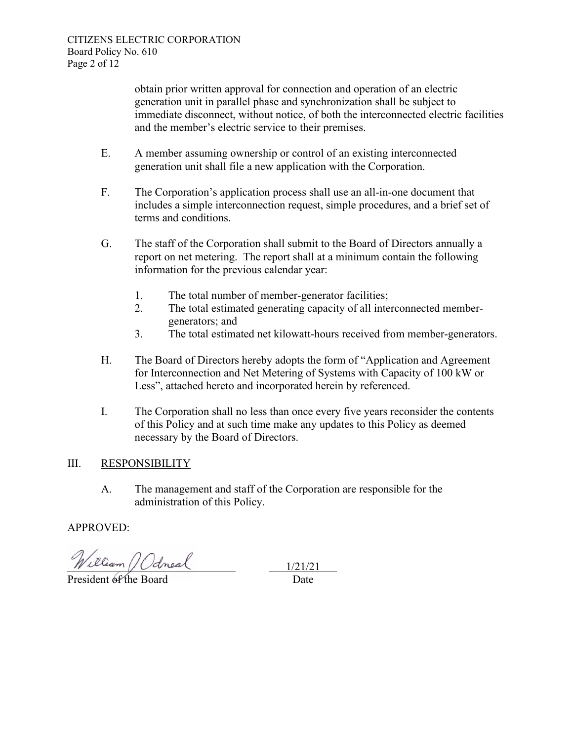obtain prior written approval for connection and operation of an electric generation unit in parallel phase and synchronization shall be subject to immediate disconnect, without notice, of both the interconnected electric facilities and the member's electric service to their premises.

E. A member assuming ownership or control of an existing interconnected generation unit shall file a new application with the Corporation.

F. The Corporation's application process shall use an all-in-one document that includes a simple interconnection request, simple procedures, and a brief set of terms and conditions.

G. The staff of the Corporation shall submit to the Board of Directors annually a report on net metering. The report shall at a minimum contain the following information for the previous calendar year:

1. The total number of member-generator facilities;
2. The total estimated generating capacity of all interconnected member-generators; and
3. The total estimated net kilowatt-hours received from member-generators.

H. The Board of Directors hereby adopts the form of "Application and Agreement for Interconnection and Net Metering of Systems with Capacity of 100 kW or Less", attached hereto and incorporated herein by referenced.

I. The Corporation shall no less than once every five years reconsider the contents of this Policy and at such time make any updates to this Policy as deemed necessary by the Board of Directors.

## III. RESPONSIBILITY

A. The management and staff of the Corporation are responsible for the administration of this Policy.

APPROVED:

William J Odneal — President of the Board

1/21/21 — Date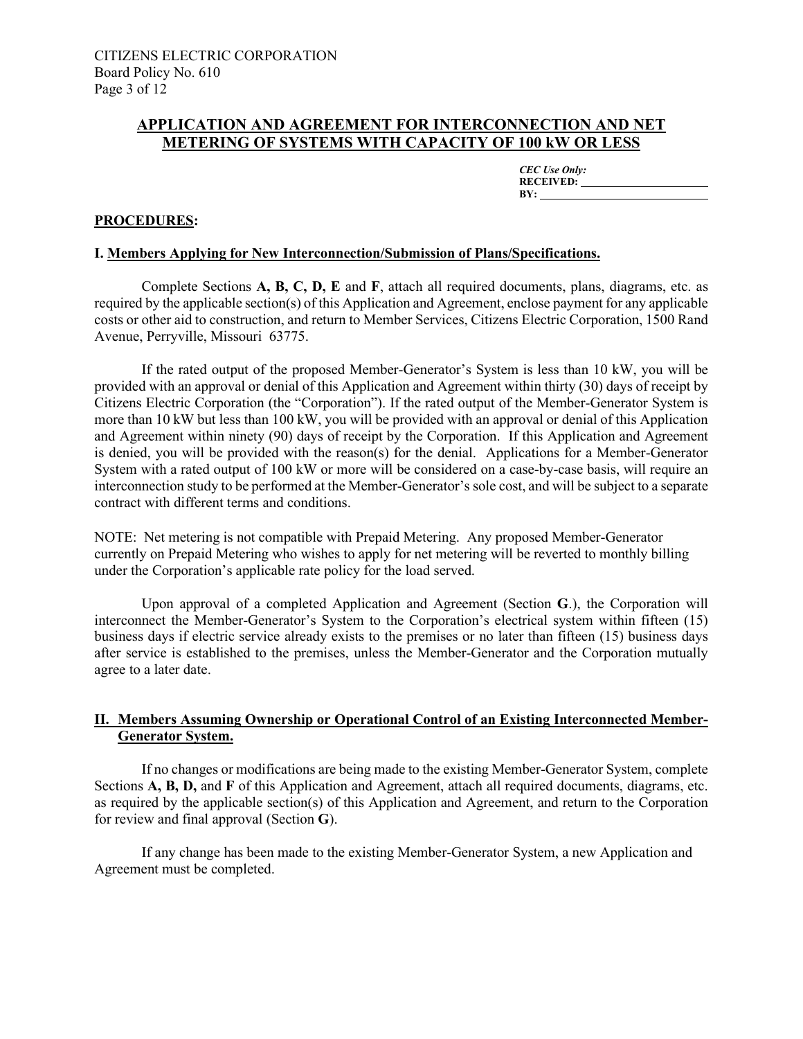## APPLICATION AND AGREEMENT FOR INTERCONNECTION AND NET METERING OF SYSTEMS WITH CAPACITY OF 100 kW OR LESS

*CEC Use Only:*
**RECEIVED:** ______________________
**BY:** ______________________

### PROCEDURES:

**I. Members Applying for New Interconnection/Submission of Plans/Specifications.**

Complete Sections **A, B, C, D, E** and **F**, attach all required documents, plans, diagrams, etc. as required by the applicable section(s) of this Application and Agreement, enclose payment for any applicable costs or other aid to construction, and return to Member Services, Citizens Electric Corporation, 1500 Rand Avenue, Perryville, Missouri 63775.

If the rated output of the proposed Member-Generator's System is less than 10 kW, you will be provided with an approval or denial of this Application and Agreement within thirty (30) days of receipt by Citizens Electric Corporation (the "Corporation"). If the rated output of the Member-Generator System is more than 10 kW but less than 100 kW, you will be provided with an approval or denial of this Application and Agreement within ninety (90) days of receipt by the Corporation. If this Application and Agreement is denied, you will be provided with the reason(s) for the denial. Applications for a Member-Generator System with a rated output of 100 kW or more will be considered on a case-by-case basis, will require an interconnection study to be performed at the Member-Generator's sole cost, and will be subject to a separate contract with different terms and conditions.

NOTE: Net metering is not compatible with Prepaid Metering. Any proposed Member-Generator currently on Prepaid Metering who wishes to apply for net metering will be reverted to monthly billing under the Corporation's applicable rate policy for the load served.

Upon approval of a completed Application and Agreement (Section **G**.), the Corporation will interconnect the Member-Generator's System to the Corporation's electrical system within fifteen (15) business days if electric service already exists to the premises or no later than fifteen (15) business days after service is established to the premises, unless the Member-Generator and the Corporation mutually agree to a later date.

**II. Members Assuming Ownership or Operational Control of an Existing Interconnected Member-Generator System.**

If no changes or modifications are being made to the existing Member-Generator System, complete Sections **A, B, D,** and **F** of this Application and Agreement, attach all required documents, diagrams, etc. as required by the applicable section(s) of this Application and Agreement, and return to the Corporation for review and final approval (Section **G**).

If any change has been made to the existing Member-Generator System, a new Application and Agreement must be completed.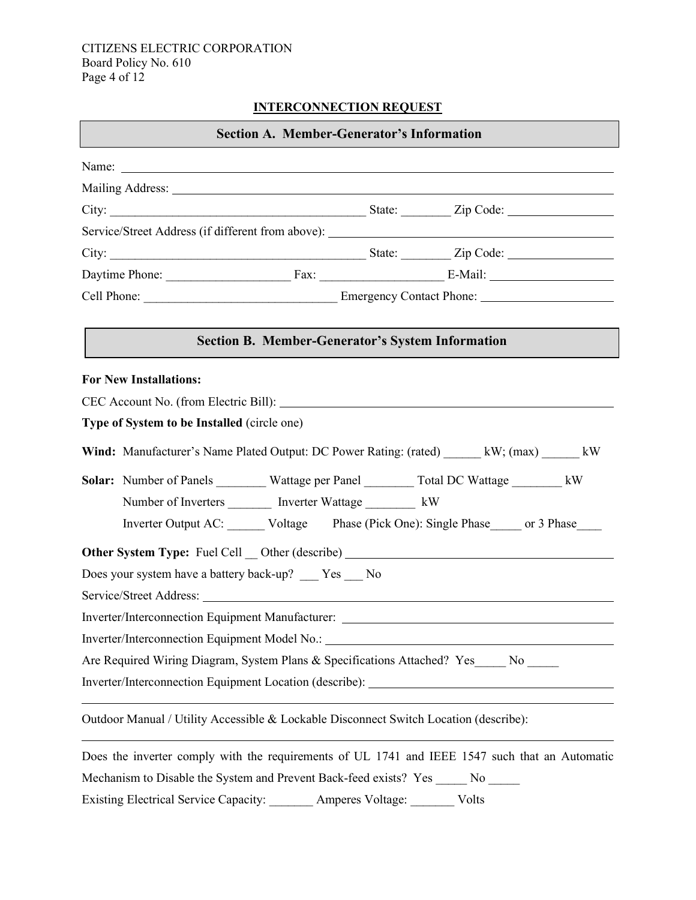**INTERCONNECTION REQUEST**

## Section A. Member-Generator's Information

Name: ______________________________________________________________

Mailing Address: ______________________________________________________

City: __________________________________________ State: ________ Zip Code: _________________

Service/Street Address (if different from above): ______________________________________

City: __________________________________________ State: ________ Zip Code: _________________

Daytime Phone: ____________________ Fax: ____________________ E-Mail: ____________________

Cell Phone: _______________________________ Emergency Contact Phone: _____________________

## Section B. Member-Generator's System Information

**For New Installations:**

CEC Account No. (from Electric Bill): ___________________________________________

**Type of System to be Installed** (circle one)

**Wind:** Manufacturer's Name Plated Output: DC Power Rating: (rated) ______ kW; (max) ______ kW

**Solar:** Number of Panels ________ Wattage per Panel ________ Total DC Wattage ________ kW

Number of Inverters _______ Inverter Wattage ________ kW

Inverter Output AC: ______ Voltage Phase (Pick One): Single Phase_____ or 3 Phase____

**Other System Type:** Fuel Cell __ Other (describe) ______________________________

Does your system have a battery back-up? ___ Yes ___ No

Service/Street Address: ______________________________________________________

Inverter/Interconnection Equipment Manufacturer: _________________________________

Inverter/Interconnection Equipment Model No.: ____________________________________

Are Required Wiring Diagram, System Plans & Specifications Attached? Yes_____ No _____

Inverter/Interconnection Equipment Location (describe): ______________________________

______________________________________________________________________

Outdoor Manual / Utility Accessible & Lockable Disconnect Switch Location (describe):

______________________________________________________________________

Does the inverter comply with the requirements of UL 1741 and IEEE 1547 such that an Automatic Mechanism to Disable the System and Prevent Back-feed exists? Yes _____ No _____

Existing Electrical Service Capacity: _______ Amperes Voltage: _______ Volts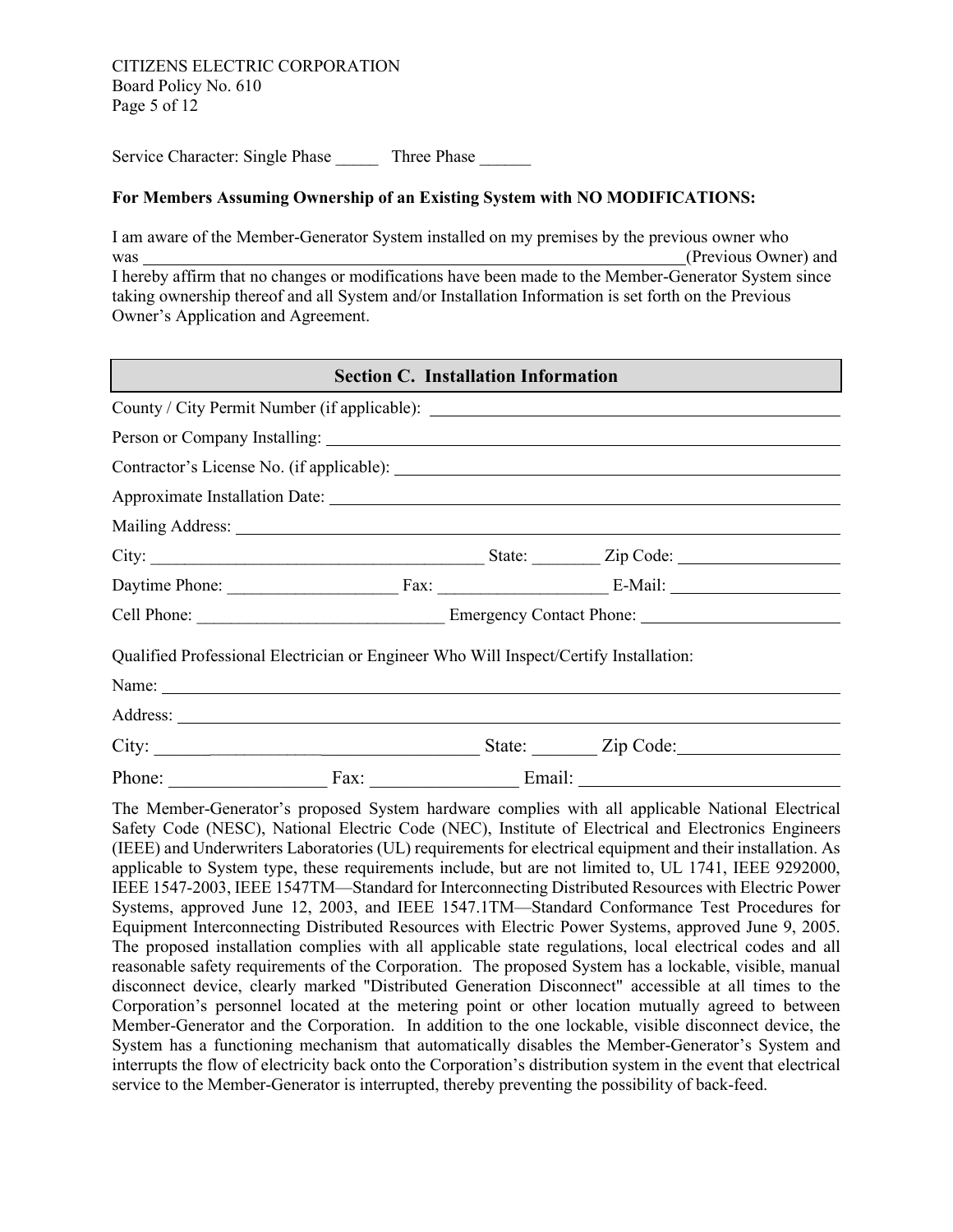Service Character: Single Phase _____ Three Phase ______

**For Members Assuming Ownership of an Existing System with NO MODIFICATIONS:**

I am aware of the Member-Generator System installed on my premises by the previous owner who was ____________________________________________________________(Previous Owner) and I hereby affirm that no changes or modifications have been made to the Member-Generator System since taking ownership thereof and all System and/or Installation Information is set forth on the Previous Owner's Application and Agreement.

## Section C. Installation Information

County / City Permit Number (if applicable): ____________________________________________

Person or Company Installing: ____________________________________________

Contractor's License No. (if applicable): ____________________________________________

Approximate Installation Date: ____________________________________________

Mailing Address: ____________________________________________

City: ______________________________ State: ________ Zip Code: ________________

Daytime Phone: ____________________ Fax: ____________________ E-Mail: ____________________

Cell Phone: ______________________________ Emergency Contact Phone: ________________________

Qualified Professional Electrician or Engineer Who Will Inspect/Certify Installation:

Name: ____________________________________________

Address: ____________________________________________

City: ______________________________ State: _______ Zip Code: ________________

Phone: __________________ Fax: ________________ Email: ____________________________

The Member-Generator's proposed System hardware complies with all applicable National Electrical Safety Code (NESC), National Electric Code (NEC), Institute of Electrical and Electronics Engineers (IEEE) and Underwriters Laboratories (UL) requirements for electrical equipment and their installation. As applicable to System type, these requirements include, but are not limited to, UL 1741, IEEE 9292000, IEEE 1547-2003, IEEE 1547TM—Standard for Interconnecting Distributed Resources with Electric Power Systems, approved June 12, 2003, and IEEE 1547.1TM—Standard Conformance Test Procedures for Equipment Interconnecting Distributed Resources with Electric Power Systems, approved June 9, 2005. The proposed installation complies with all applicable state regulations, local electrical codes and all reasonable safety requirements of the Corporation. The proposed System has a lockable, visible, manual disconnect device, clearly marked "Distributed Generation Disconnect" accessible at all times to the Corporation's personnel located at the metering point or other location mutually agreed to between Member-Generator and the Corporation. In addition to the one lockable, visible disconnect device, the System has a functioning mechanism that automatically disables the Member-Generator's System and interrupts the flow of electricity back onto the Corporation's distribution system in the event that electrical service to the Member-Generator is interrupted, thereby preventing the possibility of back-feed.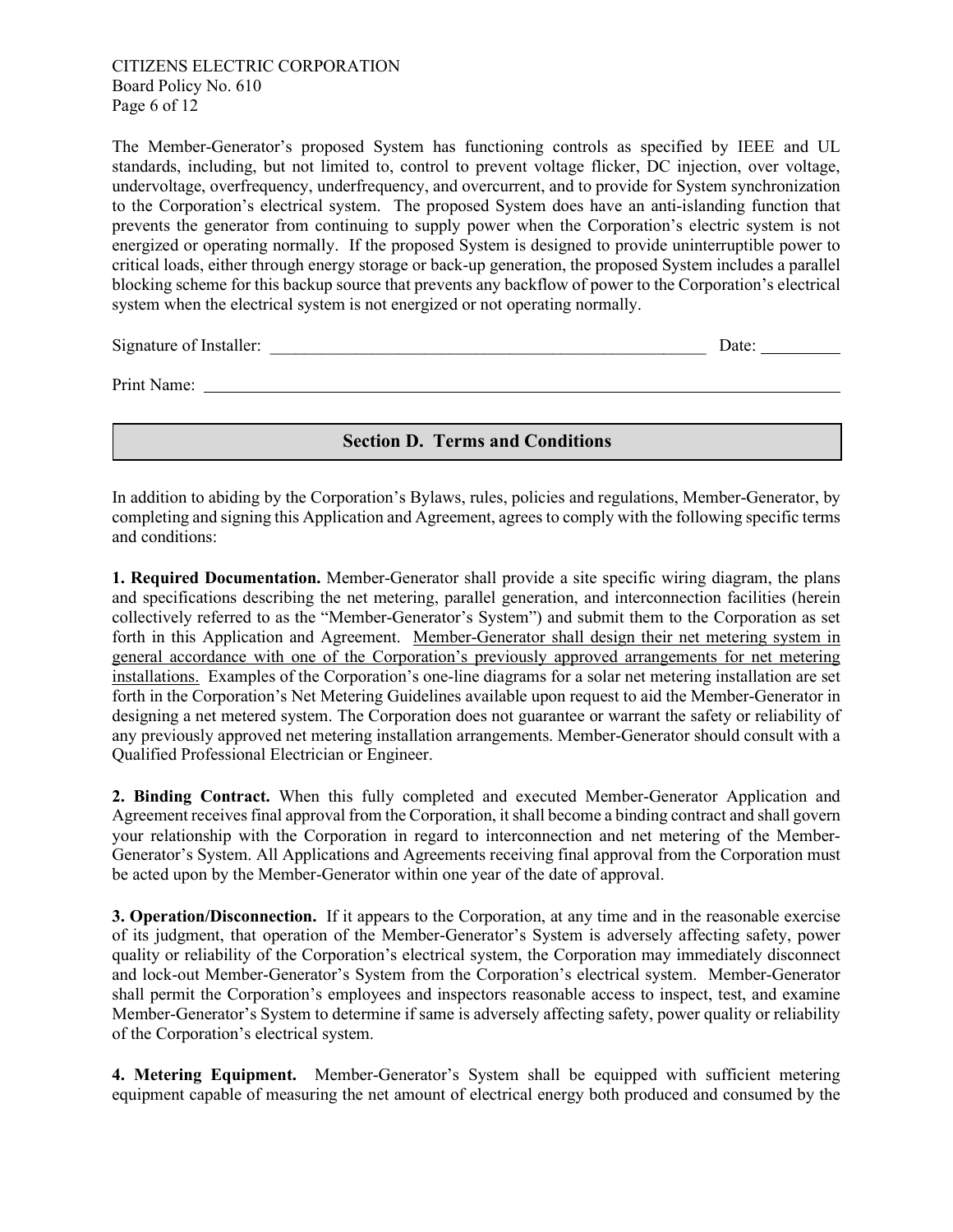The Member-Generator's proposed System has functioning controls as specified by IEEE and UL standards, including, but not limited to, control to prevent voltage flicker, DC injection, over voltage, undervoltage, overfrequency, underfrequency, and overcurrent, and to provide for System synchronization to the Corporation's electrical system. The proposed System does have an anti-islanding function that prevents the generator from continuing to supply power when the Corporation's electric system is not energized or operating normally. If the proposed System is designed to provide uninterruptible power to critical loads, either through energy storage or back-up generation, the proposed System includes a parallel blocking scheme for this backup source that prevents any backflow of power to the Corporation's electrical system when the electrical system is not energized or not operating normally.

Signature of Installer: \_\_\_\_\_\_\_\_\_\_\_\_\_\_\_\_\_\_\_\_\_\_\_\_\_\_\_\_\_\_\_\_\_\_\_\_\_\_\_\_\_\_\_\_\_\_\_\_\_\_ Date: \_\_\_\_\_\_\_\_\_

Print Name: \_\_\_\_\_\_\_\_\_\_\_\_\_\_\_\_\_\_\_\_\_\_\_\_\_\_\_\_\_\_\_\_\_\_\_\_\_\_\_\_\_\_\_\_\_\_\_\_\_\_\_\_\_\_\_\_\_\_\_\_\_\_\_\_\_\_\_\_\_\_\_\_

## Section D. Terms and Conditions

In addition to abiding by the Corporation's Bylaws, rules, policies and regulations, Member-Generator, by completing and signing this Application and Agreement, agrees to comply with the following specific terms and conditions:

**1. Required Documentation.** Member-Generator shall provide a site specific wiring diagram, the plans and specifications describing the net metering, parallel generation, and interconnection facilities (herein collectively referred to as the "Member-Generator's System") and submit them to the Corporation as set forth in this Application and Agreement. <u>Member-Generator shall design their net metering system in general accordance with one of the Corporation's previously approved arrangements for net metering installations.</u> Examples of the Corporation's one-line diagrams for a solar net metering installation are set forth in the Corporation's Net Metering Guidelines available upon request to aid the Member-Generator in designing a net metered system. The Corporation does not guarantee or warrant the safety or reliability of any previously approved net metering installation arrangements. Member-Generator should consult with a Qualified Professional Electrician or Engineer.

**2. Binding Contract.** When this fully completed and executed Member-Generator Application and Agreement receives final approval from the Corporation, it shall become a binding contract and shall govern your relationship with the Corporation in regard to interconnection and net metering of the Member-Generator's System. All Applications and Agreements receiving final approval from the Corporation must be acted upon by the Member-Generator within one year of the date of approval.

**3. Operation/Disconnection.** If it appears to the Corporation, at any time and in the reasonable exercise of its judgment, that operation of the Member-Generator's System is adversely affecting safety, power quality or reliability of the Corporation's electrical system, the Corporation may immediately disconnect and lock-out Member-Generator's System from the Corporation's electrical system. Member-Generator shall permit the Corporation's employees and inspectors reasonable access to inspect, test, and examine Member-Generator's System to determine if same is adversely affecting safety, power quality or reliability of the Corporation's electrical system.

**4. Metering Equipment.** Member-Generator's System shall be equipped with sufficient metering equipment capable of measuring the net amount of electrical energy both produced and consumed by the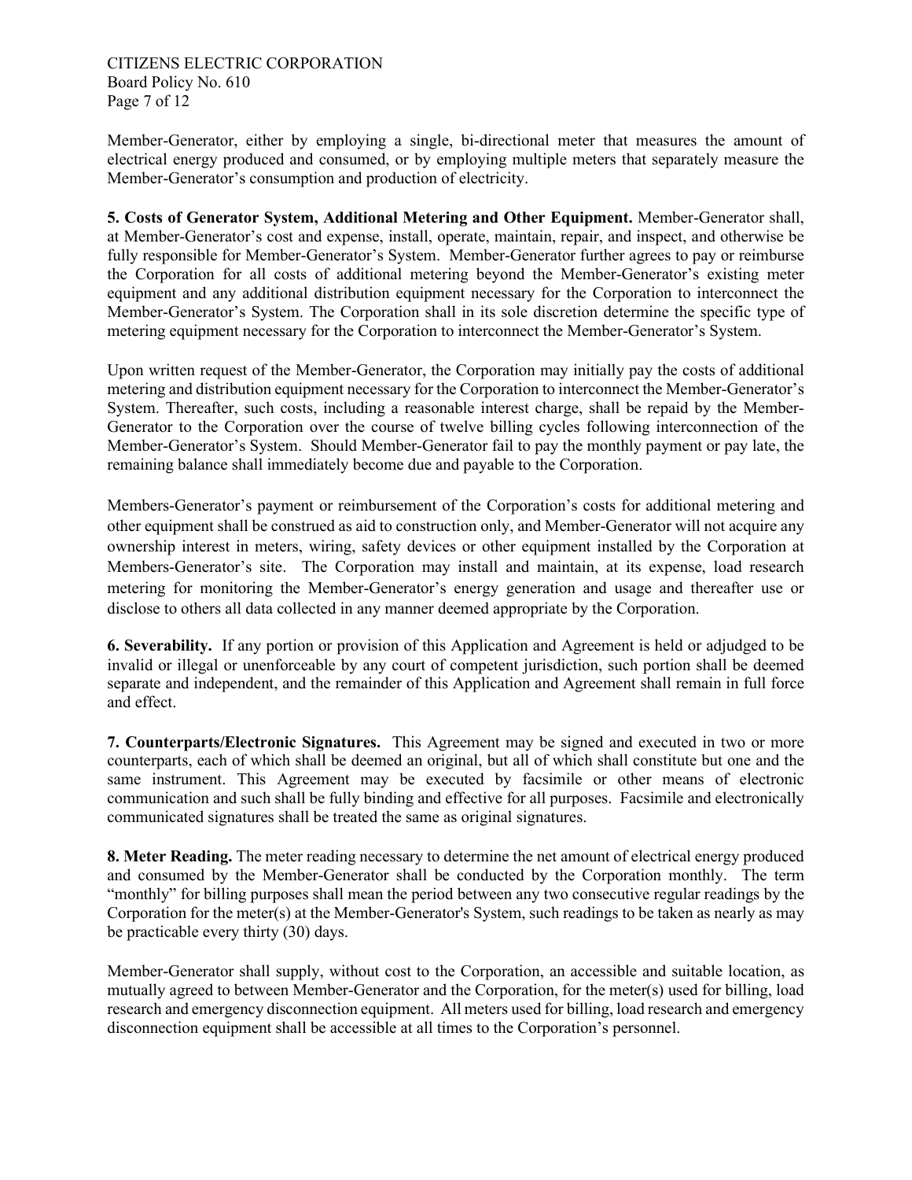Member-Generator, either by employing a single, bi-directional meter that measures the amount of electrical energy produced and consumed, or by employing multiple meters that separately measure the Member-Generator's consumption and production of electricity.

**5. Costs of Generator System, Additional Metering and Other Equipment.** Member-Generator shall, at Member-Generator's cost and expense, install, operate, maintain, repair, and inspect, and otherwise be fully responsible for Member-Generator's System. Member-Generator further agrees to pay or reimburse the Corporation for all costs of additional metering beyond the Member-Generator's existing meter equipment and any additional distribution equipment necessary for the Corporation to interconnect the Member-Generator's System. The Corporation shall in its sole discretion determine the specific type of metering equipment necessary for the Corporation to interconnect the Member-Generator's System.

Upon written request of the Member-Generator, the Corporation may initially pay the costs of additional metering and distribution equipment necessary for the Corporation to interconnect the Member-Generator's System. Thereafter, such costs, including a reasonable interest charge, shall be repaid by the Member-Generator to the Corporation over the course of twelve billing cycles following interconnection of the Member-Generator's System. Should Member-Generator fail to pay the monthly payment or pay late, the remaining balance shall immediately become due and payable to the Corporation.

Members-Generator's payment or reimbursement of the Corporation's costs for additional metering and other equipment shall be construed as aid to construction only, and Member-Generator will not acquire any ownership interest in meters, wiring, safety devices or other equipment installed by the Corporation at Members-Generator's site. The Corporation may install and maintain, at its expense, load research metering for monitoring the Member-Generator's energy generation and usage and thereafter use or disclose to others all data collected in any manner deemed appropriate by the Corporation.

**6. Severability.** If any portion or provision of this Application and Agreement is held or adjudged to be invalid or illegal or unenforceable by any court of competent jurisdiction, such portion shall be deemed separate and independent, and the remainder of this Application and Agreement shall remain in full force and effect.

**7. Counterparts/Electronic Signatures.** This Agreement may be signed and executed in two or more counterparts, each of which shall be deemed an original, but all of which shall constitute but one and the same instrument. This Agreement may be executed by facsimile or other means of electronic communication and such shall be fully binding and effective for all purposes. Facsimile and electronically communicated signatures shall be treated the same as original signatures.

**8. Meter Reading.** The meter reading necessary to determine the net amount of electrical energy produced and consumed by the Member-Generator shall be conducted by the Corporation monthly. The term "monthly" for billing purposes shall mean the period between any two consecutive regular readings by the Corporation for the meter(s) at the Member-Generator's System, such readings to be taken as nearly as may be practicable every thirty (30) days.

Member-Generator shall supply, without cost to the Corporation, an accessible and suitable location, as mutually agreed to between Member-Generator and the Corporation, for the meter(s) used for billing, load research and emergency disconnection equipment. All meters used for billing, load research and emergency disconnection equipment shall be accessible at all times to the Corporation's personnel.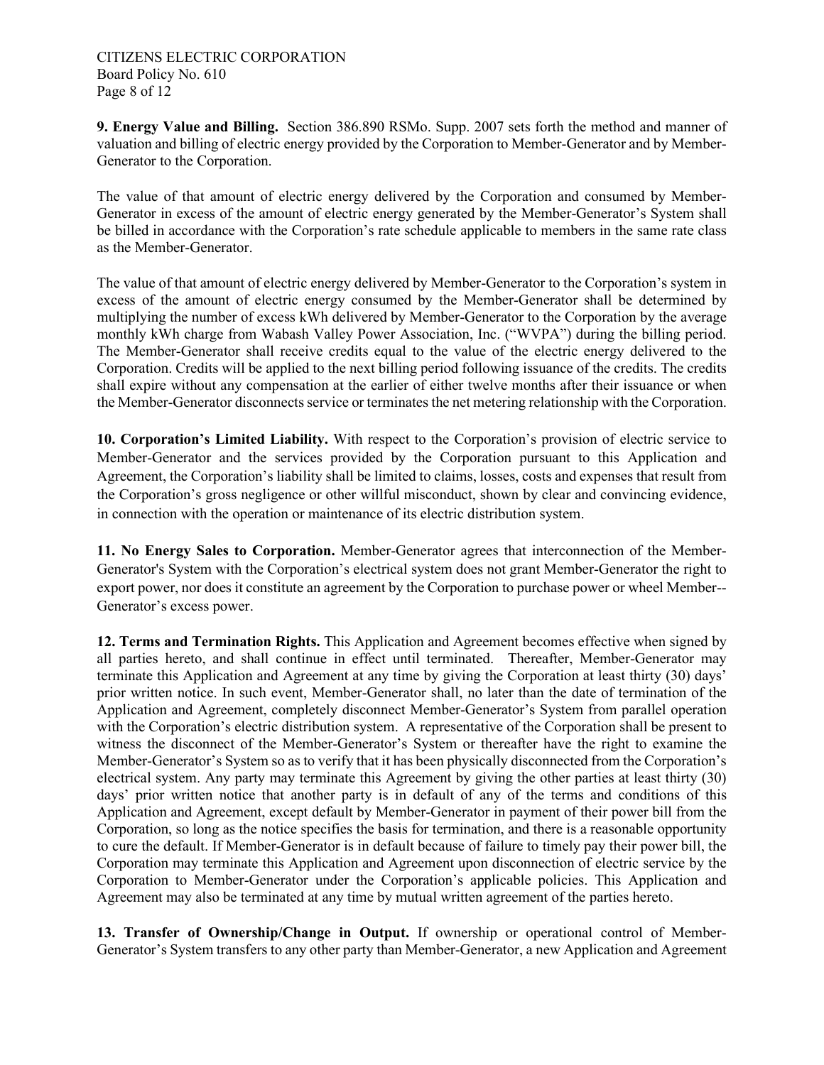**9. Energy Value and Billing.** Section 386.890 RSMo. Supp. 2007 sets forth the method and manner of valuation and billing of electric energy provided by the Corporation to Member-Generator and by Member-Generator to the Corporation.

The value of that amount of electric energy delivered by the Corporation and consumed by Member-Generator in excess of the amount of electric energy generated by the Member-Generator's System shall be billed in accordance with the Corporation's rate schedule applicable to members in the same rate class as the Member-Generator.

The value of that amount of electric energy delivered by Member-Generator to the Corporation's system in excess of the amount of electric energy consumed by the Member-Generator shall be determined by multiplying the number of excess kWh delivered by Member-Generator to the Corporation by the average monthly kWh charge from Wabash Valley Power Association, Inc. ("WVPA") during the billing period. The Member-Generator shall receive credits equal to the value of the electric energy delivered to the Corporation. Credits will be applied to the next billing period following issuance of the credits. The credits shall expire without any compensation at the earlier of either twelve months after their issuance or when the Member-Generator disconnects service or terminates the net metering relationship with the Corporation.

**10. Corporation's Limited Liability.** With respect to the Corporation's provision of electric service to Member-Generator and the services provided by the Corporation pursuant to this Application and Agreement, the Corporation's liability shall be limited to claims, losses, costs and expenses that result from the Corporation's gross negligence or other willful misconduct, shown by clear and convincing evidence, in connection with the operation or maintenance of its electric distribution system.

**11. No Energy Sales to Corporation.** Member-Generator agrees that interconnection of the Member-Generator's System with the Corporation's electrical system does not grant Member-Generator the right to export power, nor does it constitute an agreement by the Corporation to purchase power or wheel Member--Generator's excess power.

**12. Terms and Termination Rights.** This Application and Agreement becomes effective when signed by all parties hereto, and shall continue in effect until terminated. Thereafter, Member-Generator may terminate this Application and Agreement at any time by giving the Corporation at least thirty (30) days' prior written notice. In such event, Member-Generator shall, no later than the date of termination of the Application and Agreement, completely disconnect Member-Generator's System from parallel operation with the Corporation's electric distribution system. A representative of the Corporation shall be present to witness the disconnect of the Member-Generator's System or thereafter have the right to examine the Member-Generator's System so as to verify that it has been physically disconnected from the Corporation's electrical system. Any party may terminate this Agreement by giving the other parties at least thirty (30) days' prior written notice that another party is in default of any of the terms and conditions of this Application and Agreement, except default by Member-Generator in payment of their power bill from the Corporation, so long as the notice specifies the basis for termination, and there is a reasonable opportunity to cure the default. If Member-Generator is in default because of failure to timely pay their power bill, the Corporation may terminate this Application and Agreement upon disconnection of electric service by the Corporation to Member-Generator under the Corporation's applicable policies. This Application and Agreement may also be terminated at any time by mutual written agreement of the parties hereto.

**13. Transfer of Ownership/Change in Output.** If ownership or operational control of Member-Generator's System transfers to any other party than Member-Generator, a new Application and Agreement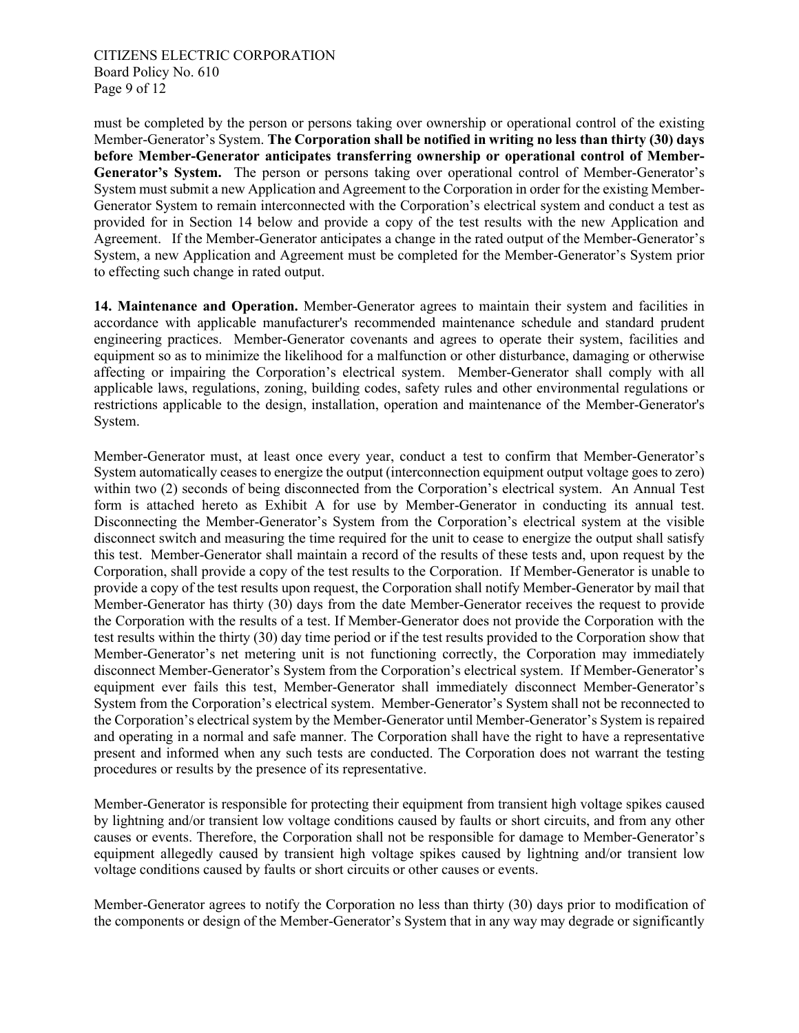must be completed by the person or persons taking over ownership or operational control of the existing Member-Generator's System. **The Corporation shall be notified in writing no less than thirty (30) days before Member-Generator anticipates transferring ownership or operational control of Member-Generator's System.** The person or persons taking over operational control of Member-Generator's System must submit a new Application and Agreement to the Corporation in order for the existing Member-Generator System to remain interconnected with the Corporation's electrical system and conduct a test as provided for in Section 14 below and provide a copy of the test results with the new Application and Agreement. If the Member-Generator anticipates a change in the rated output of the Member-Generator's System, a new Application and Agreement must be completed for the Member-Generator's System prior to effecting such change in rated output.

**14. Maintenance and Operation.** Member-Generator agrees to maintain their system and facilities in accordance with applicable manufacturer's recommended maintenance schedule and standard prudent engineering practices. Member-Generator covenants and agrees to operate their system, facilities and equipment so as to minimize the likelihood for a malfunction or other disturbance, damaging or otherwise affecting or impairing the Corporation's electrical system. Member-Generator shall comply with all applicable laws, regulations, zoning, building codes, safety rules and other environmental regulations or restrictions applicable to the design, installation, operation and maintenance of the Member-Generator's System.

Member-Generator must, at least once every year, conduct a test to confirm that Member-Generator's System automatically ceases to energize the output (interconnection equipment output voltage goes to zero) within two (2) seconds of being disconnected from the Corporation's electrical system. An Annual Test form is attached hereto as Exhibit A for use by Member-Generator in conducting its annual test. Disconnecting the Member-Generator's System from the Corporation's electrical system at the visible disconnect switch and measuring the time required for the unit to cease to energize the output shall satisfy this test. Member-Generator shall maintain a record of the results of these tests and, upon request by the Corporation, shall provide a copy of the test results to the Corporation. If Member-Generator is unable to provide a copy of the test results upon request, the Corporation shall notify Member-Generator by mail that Member-Generator has thirty (30) days from the date Member-Generator receives the request to provide the Corporation with the results of a test. If Member-Generator does not provide the Corporation with the test results within the thirty (30) day time period or if the test results provided to the Corporation show that Member-Generator's net metering unit is not functioning correctly, the Corporation may immediately disconnect Member-Generator's System from the Corporation's electrical system. If Member-Generator's equipment ever fails this test, Member-Generator shall immediately disconnect Member-Generator's System from the Corporation's electrical system. Member-Generator's System shall not be reconnected to the Corporation's electrical system by the Member-Generator until Member-Generator's System is repaired and operating in a normal and safe manner. The Corporation shall have the right to have a representative present and informed when any such tests are conducted. The Corporation does not warrant the testing procedures or results by the presence of its representative.

Member-Generator is responsible for protecting their equipment from transient high voltage spikes caused by lightning and/or transient low voltage conditions caused by faults or short circuits, and from any other causes or events. Therefore, the Corporation shall not be responsible for damage to Member-Generator's equipment allegedly caused by transient high voltage spikes caused by lightning and/or transient low voltage conditions caused by faults or short circuits or other causes or events.

Member-Generator agrees to notify the Corporation no less than thirty (30) days prior to modification of the components or design of the Member-Generator's System that in any way may degrade or significantly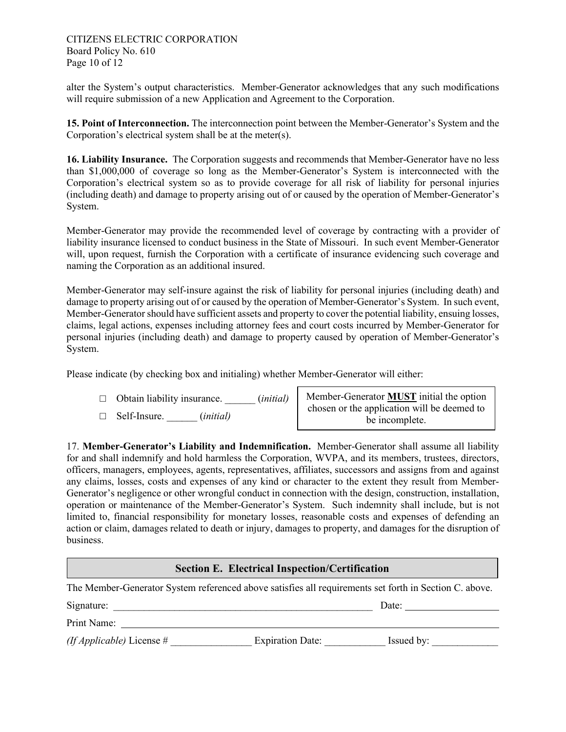alter the System's output characteristics. Member-Generator acknowledges that any such modifications will require submission of a new Application and Agreement to the Corporation.

**15. Point of Interconnection.** The interconnection point between the Member-Generator's System and the Corporation's electrical system shall be at the meter(s).

**16. Liability Insurance.** The Corporation suggests and recommends that Member-Generator have no less than $1,000,000 of coverage so long as the Member-Generator's System is interconnected with the Corporation's electrical system so as to provide coverage for all risk of liability for personal injuries (including death) and damage to property arising out of or caused by the operation of Member-Generator's System.

Member-Generator may provide the recommended level of coverage by contracting with a provider of liability insurance licensed to conduct business in the State of Missouri. In such event Member-Generator will, upon request, furnish the Corporation with a certificate of insurance evidencing such coverage and naming the Corporation as an additional insured.

Member-Generator may self-insure against the risk of liability for personal injuries (including death) and damage to property arising out of or caused by the operation of Member-Generator's System. In such event, Member-Generator should have sufficient assets and property to cover the potential liability, ensuing losses, claims, legal actions, expenses including attorney fees and court costs incurred by Member-Generator for personal injuries (including death) and damage to property caused by operation of Member-Generator's System.

Please indicate (by checking box and initialing) whether Member-Generator will either:

- □ Obtain liability insurance. ______ (*initial*)
- □ Self-Insure. ______ (*initial*)

Member-Generator **MUST** initial the option chosen or the application will be deemed to be incomplete.

17. **Member-Generator's Liability and Indemnification.** Member-Generator shall assume all liability for and shall indemnify and hold harmless the Corporation, WVPA, and its members, trustees, directors, officers, managers, employees, agents, representatives, affiliates, successors and assigns from and against any claims, losses, costs and expenses of any kind or character to the extent they result from Member-Generator's negligence or other wrongful conduct in connection with the design, construction, installation, operation or maintenance of the Member-Generator's System. Such indemnity shall include, but is not limited to, financial responsibility for monetary losses, reasonable costs and expenses of defending an action or claim, damages related to death or injury, damages to property, and damages for the disruption of business.

## Section E. Electrical Inspection/Certification

The Member-Generator System referenced above satisfies all requirements set forth in Section C. above.

Signature: ______________________________ Date: ______________

Print Name: ______________________________

*(If Applicable)* License # ______________ Expiration Date: ____________ Issued by: _____________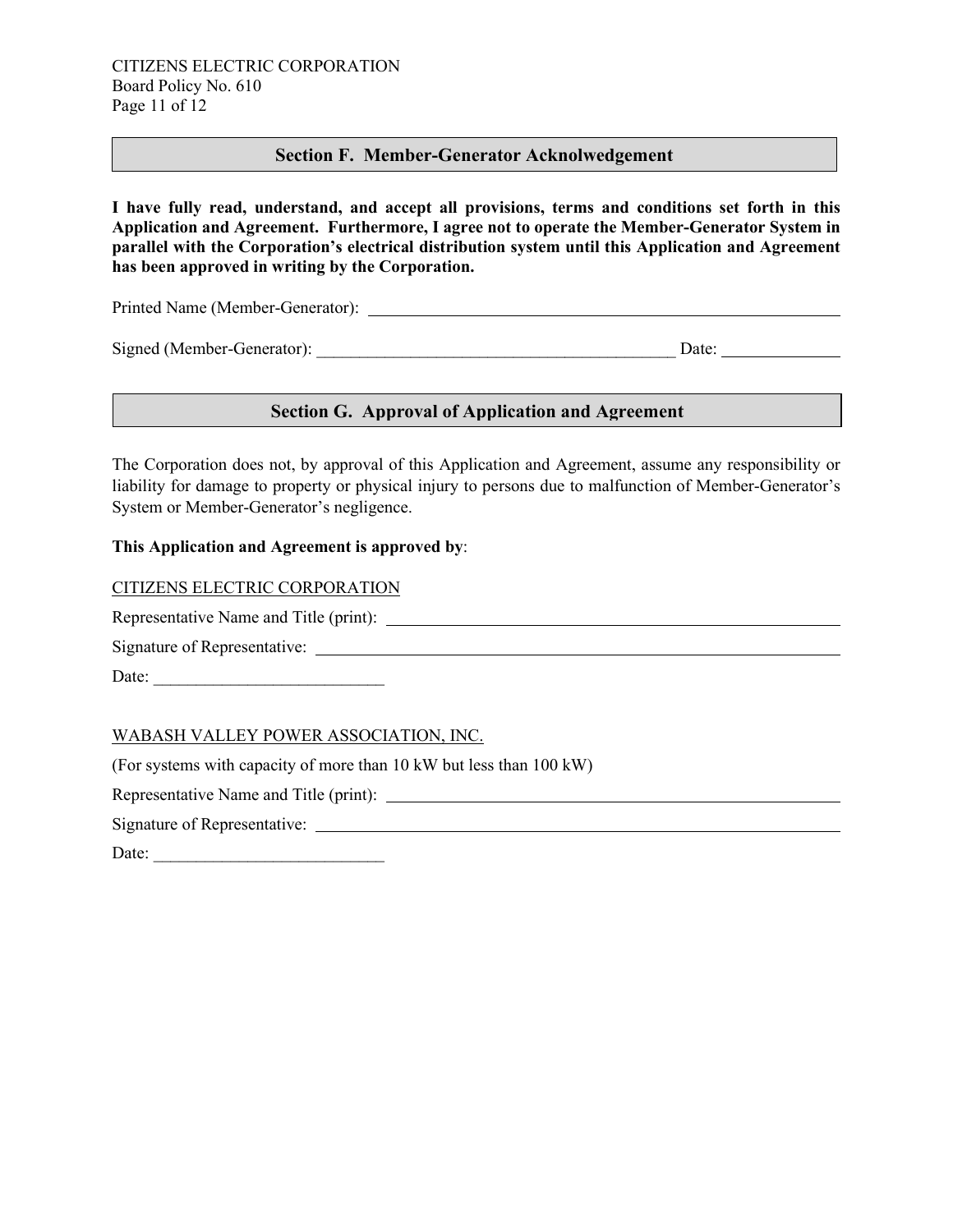## Section F. Member-Generator Acknolwedgement

**I have fully read, understand, and accept all provisions, terms and conditions set forth in this Application and Agreement. Furthermore, I agree not to operate the Member-Generator System in parallel with the Corporation's electrical distribution system until this Application and Agreement has been approved in writing by the Corporation.**

Printed Name (Member-Generator): ______________________________________________

Signed (Member-Generator): ____________________________________________ Date: ______________

## Section G. Approval of Application and Agreement

The Corporation does not, by approval of this Application and Agreement, assume any responsibility or liability for damage to property or physical injury to persons due to malfunction of Member-Generator's System or Member-Generator's negligence.

**This Application and Agreement is approved by**:

CITIZENS ELECTRIC CORPORATION

Representative Name and Title (print): ______________________________________________

Signature of Representative: ______________________________________________

Date: ___________________________

WABASH VALLEY POWER ASSOCIATION, INC.

(For systems with capacity of more than 10 kW but less than 100 kW)

Representative Name and Title (print): ______________________________________________

Signature of Representative: ______________________________________________

Date: ___________________________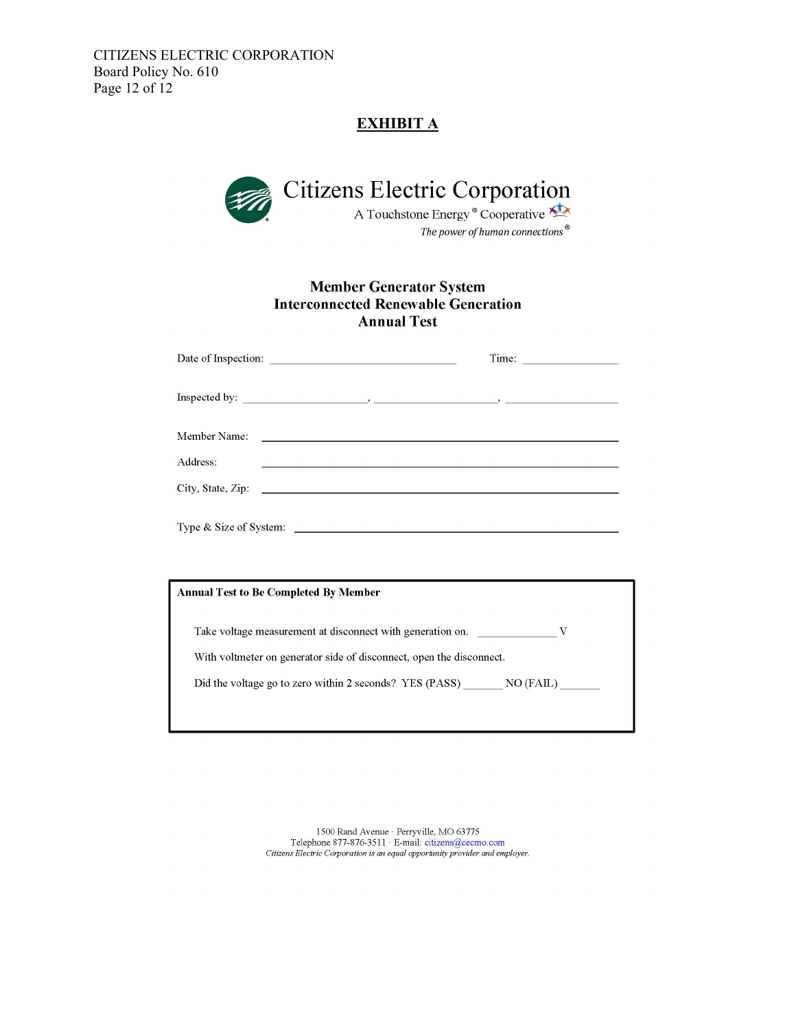## EXHIBIT A

**Citizens Electric Corporation**

A Touchstone Energy® Cooperative

*The power of human connections®*

### Member Generator System
### Interconnected Renewable Generation
### Annual Test

Date of Inspection: ______________________________ Time: ________________

Inspected by: ____________________, ____________________, ____________________

Member Name: ____________________________________________

Address: ____________________________________________

City, State, Zip: ____________________________________________

Type & Size of System: ____________________________________________

**Annual Test to Be Completed By Member**

Take voltage measurement at disconnect with generation on. ______________ V

With voltmeter on generator side of disconnect, open the disconnect.

Did the voltage go to zero within 2 seconds? YES (PASS) _______ NO (FAIL) _______

1500 Rand Avenue · Perryville, MO 63775
Telephone 877-876-3511 · E-mail: citizens@cecmo.com
*Citizens Electric Corporation is an equal opportunity provider and employer.*